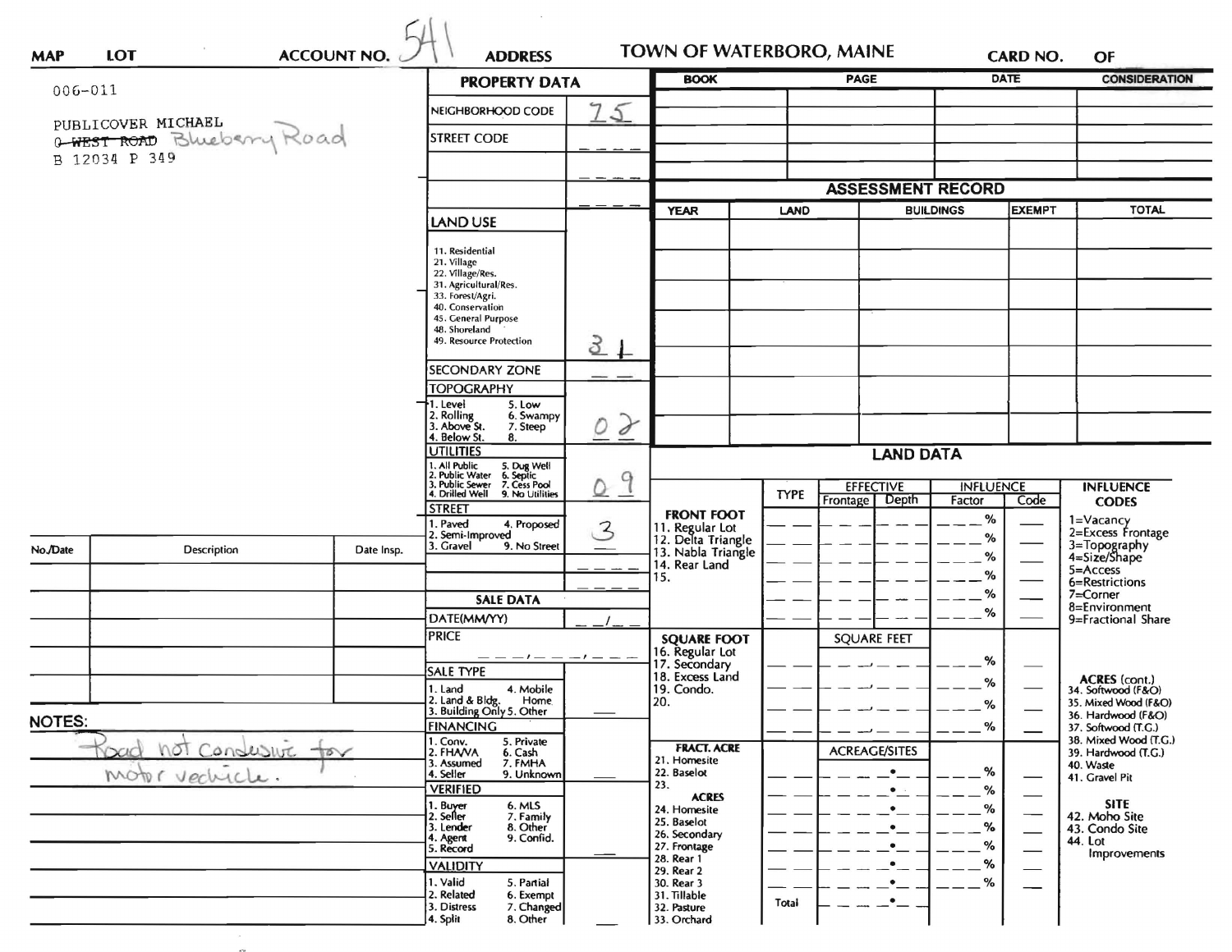MAP | LOT | ACCOUNT NO. 541 | ADDRESS | TOWN OF WATERBORO, MAINE | CARD NO. | OF

006-011

PUBLICOVER MICHAEL
~~0 WEST ROAD~~ Blueberry Road
B 12034 P 349

## PROPERTY DATA

| | |
|---|---|
| NEIGHBORHOOD CODE | 75 |
| STREET CODE | |

**LAND USE**

11. Residential
21. Village
22. Village/Res.
31. Agricultural/Res.
33. Forest/Agri.
40. Conservation
45. General Purpose
48. Shoreland
49. Resource Protection

31

**SECONDARY ZONE**

**TOPOGRAPHY**

1. Level 5. Low
2. Rolling 6. Swampy
3. Above St. 7. Steep
4. Below St. 8.

02

**UTILITIES**

1. All Public 5. Dug Well
2. Public Water 6. Septic
3. Public Sewer 7. Cess Pool
4. Drilled Well 9. No Utilities

09

**STREET**

1. Paved 4. Proposed
2. Semi-Improved
3. Gravel 9. No Street

3

**SALE DATA**

DATE(MM/YY)

PRICE

**SALE TYPE**

1. Land 4. Mobile Home
2. Land & Bldg.
3. Building Only 5. Other

**FINANCING**

1. Conv. 5. Private
2. FHA/VA 6. Cash
3. Assumed 7. FMHA
4. Seller 9. Unknown

**VERIFIED**

1. Buyer 6. MLS
2. Seller 7. Family
3. Lender 8. Other
4. Agent 9. Confid.
5. Record

**VALIDITY**

1. Valid 5. Partial
2. Related 6. Exempt
3. Distress 7. Changed
4. Split 8. Other

| BOOK | PAGE | DATE | CONSIDERATION |
|---|---|---|---|
| | | | |

## ASSESSMENT RECORD

| YEAR | LAND | BUILDINGS | EXEMPT | TOTAL |
|---|---|---|---|---|
| | | | | |

## LAND DATA

| | TYPE | EFFECTIVE Frontage | EFFECTIVE Depth | INFLUENCE Factor | INFLUENCE Code |
|---|---|---|---|---|---|
| **FRONT FOOT** | | | | | |
| 11. Regular Lot | | | | % | |
| 12. Delta Triangle | | | | % | |
| 13. Nabla Triangle | | | | % | |
| 14. Rear Land | | | | % | |
| 15. | | | | % | |
| **SQUARE FOOT** | | SQUARE FEET | | | |
| 16. Regular Lot | | | | % | |
| 17. Secondary | | | | % | |
| 18. Excess Land | | | | % | |
| 19. Condo. | | | | % | |
| 20. | | | | | |
| **FRACT. ACRE** | | ACREAGE/SITES | | | |
| 21. Homesite | | | | % | |
| 22. Baselot | | | | % | |
| 23. | | | | % | |
| **ACRES** | | | | | |
| 24. Homesite | | | | % | |
| 25. Baselot | | | | % | |
| 26. Secondary | | | | % | |
| 27. Frontage | | | | % | |
| 28. Rear 1 | | | | | |
| 29. Rear 2 | | | | | |
| 30. Rear 3 | | | | | |
| 31. Tillable | | | | | |
| 32. Pasture | Total | | | | |
| 33. Orchard | | | | | |

**INFLUENCE CODES**

1=Vacancy
2=Excess Frontage
3=Topography
4=Size/Shape
5=Access
6=Restrictions
7=Corner
8=Environment
9=Fractional Share

**ACRES (cont.)**

34. Softwood (F&O)
35. Mixed Wood (F&O)
36. Hardwood (F&O)
37. Softwood (T.G.)
38. Mixed Wood (T.G.)
39. Hardwood (T.G.)
40. Waste
41. Gravel Pit

**SITE**

42. Moho Site
43. Condo Site
44. Lot Improvements

| No./Date | Description | Date Insp. |
|---|---|---|
| | | |

NOTES:

Road not conducive for motor vehicle.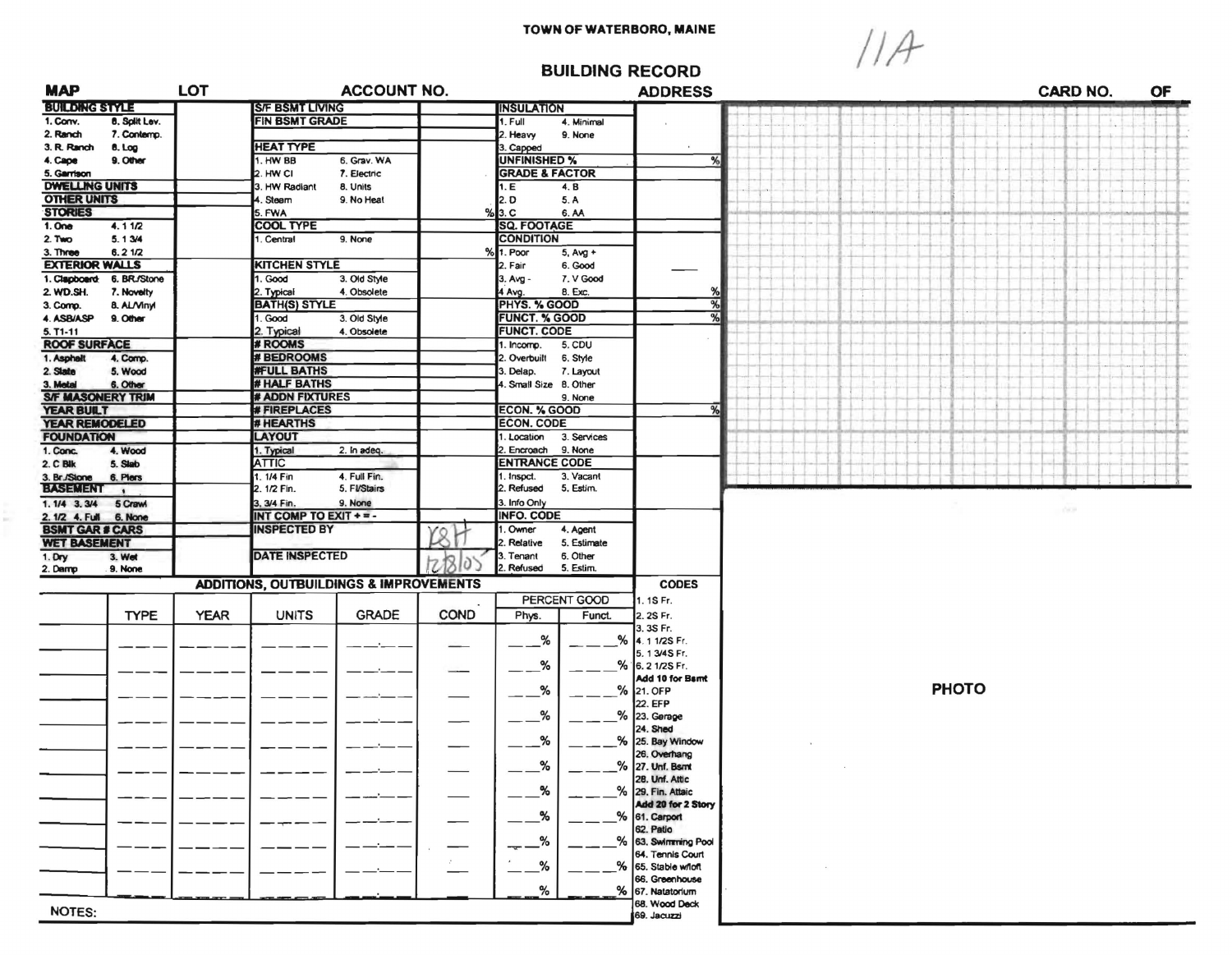TOWN OF WATERBORO, MAINE

11A

## BUILDING RECORD

| MAP | LOT | ACCOUNT NO. | ADDRESS | CARD NO. | OF |
|---|---|---|---|---|---|

| | | | | | |
|---|---|---|---|---|---|
| **BUILDING STYLE**<br>1. Conv. 6. Split Lev.<br>2. Ranch 7. Contemp.<br>3. R. Ranch 8. Log<br>4. Cape 9. Other<br>5. Garrison | | **S/F BSMT LIVING** | | **INSULATION**<br>1. Full 4. Minimal<br>2. Heavy 9. None<br>3. Capped | |
| **DWELLING UNITS** | | **FIN BSMT GRADE** | | **UNFINISHED %** | % |
| **OTHER UNITS** | | **HEAT TYPE**<br>1. HW BB 6. Grav. WA<br>2. HW CI 7. Electric<br>3. HW Radiant 8. Units<br>4. Steam 9. No Heat<br>5. FWA | % | **GRADE & FACTOR**<br>1. E 4. B<br>2. D 5. A<br>3. C 6. AA | |
| **STORIES**<br>1. One 4. 1 1/2<br>2. Two 5. 1 3/4<br>3. Three 6. 2 1/2 | | **COOL TYPE**<br>1. Central 9. None | % | **SQ. FOOTAGE** | |
| **EXTERIOR WALLS**<br>1. Clapboard 6. BR/Stone<br>2. WD.SH. 7. Novelty<br>3. Comp. 8. AL/Vinyl<br>4. ASB/ASP 9. Other<br>5. T1-11 | | **KITCHEN STYLE**<br>1. Good 3. Old Style<br>2. Typical 4. Obsolete | | **CONDITION**<br>1. Poor 5. Avg +<br>2. Fair 6. Good<br>3. Avg - 7. V Good<br>4 Avg. 8. Exc. | % |
| | | **BATH(S) STYLE**<br>1. Good 3. Old Style<br>2. Typical 4. Obsolete | | **PHYS. % GOOD** | % |
| | | | | **FUNCT. % GOOD** | % |
| **ROOF SURFACE**<br>1. Asphalt 4. Comp.<br>2. Slate 5. Wood<br>3. Metal 6. Other | | **# ROOMS** | | **FUNCT. CODE**<br>1. Incomp. 5. CDU<br>2. Overbuilt 6. Style<br>3. Delap. 7. Layout<br>4. Small Size 8. Other<br>9. None | |
| | | **# BEDROOMS** | | | |
| | | **#FULL BATHS** | | | |
| | | **# HALF BATHS** | | | |
| **S/F MASONERY TRIM** | | **# ADDN FIXTURES** | | | |
| **YEAR BUILT** | | **# FIREPLACES** | | **ECON. % GOOD** | % |
| **YEAR REMODELED** | | **# HEARTHS** | | **ECON. CODE**<br>1. Location 3. Services<br>2. Encroach 9. None | |
| **FOUNDATION**<br>1. Conc. 4. Wood<br>2. C Blk 5. Slab<br>3. Br./Stone 6. Piers | | **LAYOUT**<br>1. Typical 2. In adeq. | | | |
| **BASEMENT**<br>1. 1/4 3. 3/4 5 Crawl<br>2. 1/2 4. Full 6. None | | **ATTIC**<br>1. 1/4 Fin 4. Full Fin.<br>2. 1/2 Fin. 5. Fl/Stairs<br>3. 3/4 Fin. 9. None | | **ENTRANCE CODE**<br>1. Inspct. 3. Vacant<br>2. Refused 5. Estim.<br>3. Info Only | |
| | | **INT COMP TO EXIT + = -** | | | |
| **BSMT GAR # CARS** | | **INSPECTED BY** | KSH | **INFO. CODE**<br>1. Owner 4. Agent<br>2. Relative 5. Estimate<br>3. Tenant 6. Other<br>2. Refused 5. Estim. | |
| **WET BASEMENT**<br>1. Dry 3. Wet<br>2. Damp 9. None | | **DATE INSPECTED** | 12/8/05 | | |

### ADDITIONS, OUTBUILDINGS & IMPROVEMENTS

| | TYPE | YEAR | UNITS | GRADE | COND | PERCENT GOOD Phys. | PERCENT GOOD Funct. |
|---|---|---|---|---|---|---|---|
| | | | | | | % | % |
| | | | | | | % | % |
| | | | | | | % | % |
| | | | | | | % | % |
| | | | | | | % | % |
| | | | | | | % | % |
| | | | | | | % | % |
| | | | | | | % | % |
| | | | | | | % | % |
| | | | | | | % | % |
| | | | | | | % | % |

**CODES**
1. 1S Fr.
2. 2S Fr.
3. 3S Fr.
4. 1 1/2S Fr.
5. 1 3/4S Fr.
6. 2 1/2S Fr.
**Add 10 for Bsmt**
21. OFP
22. EFP
23. Garage
24. Shed
25. Bay Window
26. Overhang
27. Unf. Bsmt
28. Unf. Attic
29. Fin. Attaic
**Add 20 for 2 Story**
61. Carport
62. Patio
63. Swimming Pool
64. Tennis Court
65. Stable w/loft
66. Greenhouse
67. Natatorium
68. Wood Deck
69. Jacuzzi

NOTES:

PHOTO